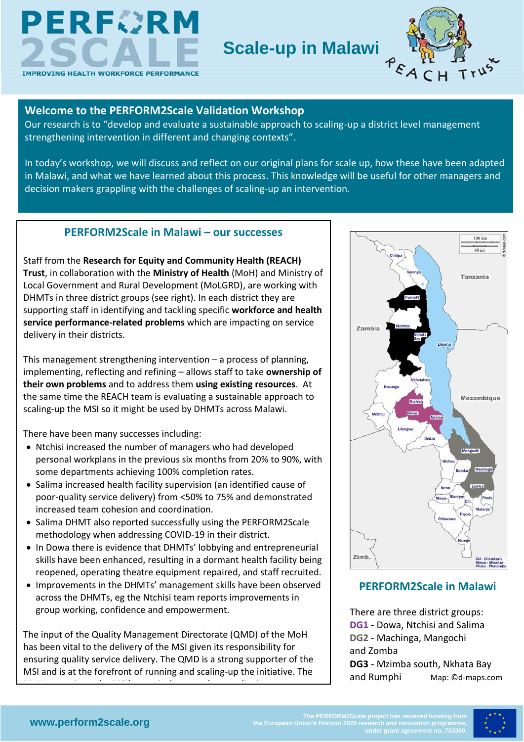# Scale-up in Malawi

## Welcome to the PERFORM2Scale Validation Workshop

Our research is to "develop and evaluate a sustainable approach to scaling-up a district level management strengthening intervention in different and changing contexts".

In today's workshop, we will discuss and reflect on our original plans for scale up, how these have been adapted in Malawi, and what we have learned about this process. This knowledge will be useful for other managers and decision makers grappling with the challenges of scaling-up an intervention.

## PERFORM2Scale in Malawi – our successes

Staff from the **Research for Equity and Community Health (REACH) Trust**, in collaboration with the **Ministry of Health** (MoH) and Ministry of Local Government and Rural Development (MoLGRD), are working with DHMTs in three district groups (see right). In each district they are supporting staff in identifying and tackling specific **workforce and health service performance-related problems** which are impacting on service delivery in their districts.

This management strengthening intervention – a process of planning, implementing, reflecting and refining – allows staff to take **ownership of their own problems** and to address them **using existing resources**. At the same time the REACH team is evaluating a sustainable approach to scaling-up the MSI so it might be used by DHMTs across Malawi.

There have been many successes including:

- Ntchisi increased the number of managers who had developed personal workplans in the previous six months from 20% to 90%, with some departments achieving 100% completion rates.
- Salima increased health facility supervision (an identified cause of poor-quality service delivery) from <50% to 75% and demonstrated increased team cohesion and coordination.
- Salima DHMT also reported successfully using the PERFORM2Scale methodology when addressing COVID-19 in their district.
- In Dowa there is evidence that DHMTs' lobbying and entrepreneurial skills have been enhanced, resulting in a dormant health facility being reopened, operating theatre equipment repaired, and staff recruited.
- Improvements in the DHMTs' management skills have been observed across the DHMTs, eg the Ntchisi team reports improvements in group working, confidence and empowerment.

The input of the Quality Management Directorate (QMD) of the MoH has been vital to the delivery of the MSI given its responsibility for ensuring quality service delivery. The QMD is a strong supporter of the MSI and is at the forefront of running and scaling-up the initiative. The

## PERFORM2Scale in Malawi

There are three district groups:

**DG1** - Dowa, Ntchisi and Salima
**DG2** - Machinga, Mangochi and Zomba
**DG3** - Mzimba south, Nkhata Bay and Rumphi

Map: ©d-maps.com

www.perform2scale.org

The PERFORM2Scale project has received funding from the European Union's Horizon 2020 research and innovation programme, under grant agreement no. 733360.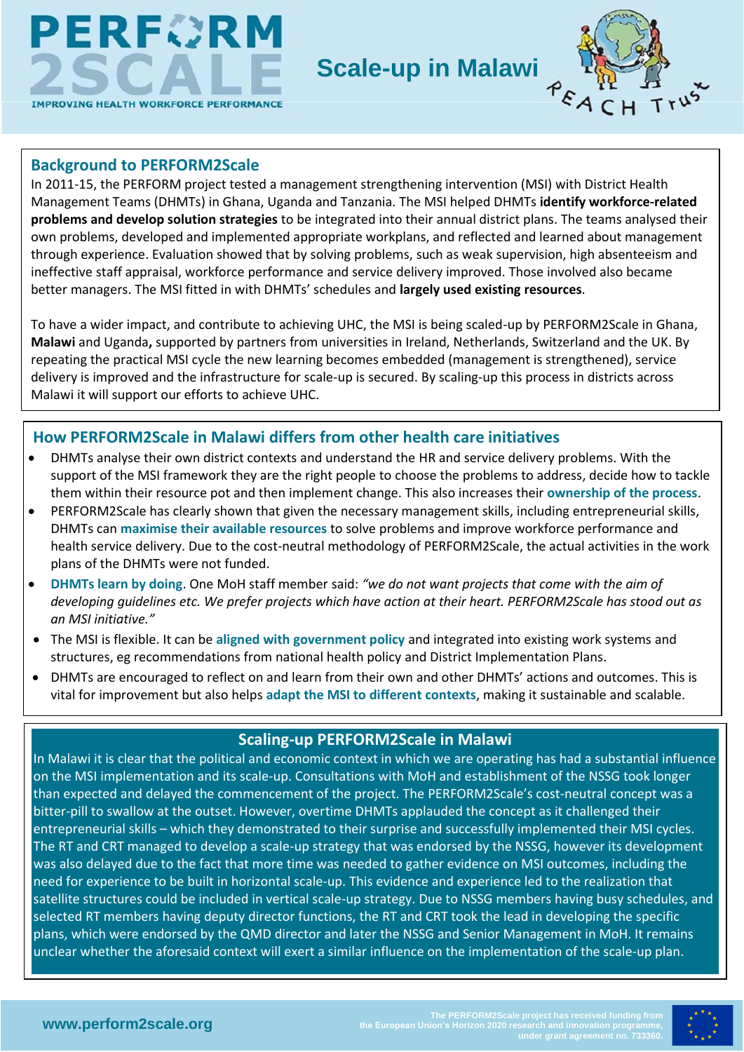# Scale-up in Malawi

## Background to PERFORM2Scale

In 2011-15, the PERFORM project tested a management strengthening intervention (MSI) with District Health Management Teams (DHMTs) in Ghana, Uganda and Tanzania. The MSI helped DHMTs **identify workforce-related problems and develop solution strategies** to be integrated into their annual district plans. The teams analysed their own problems, developed and implemented appropriate workplans, and reflected and learned about management through experience. Evaluation showed that by solving problems, such as weak supervision, high absenteeism and ineffective staff appraisal, workforce performance and service delivery improved. Those involved also became better managers. The MSI fitted in with DHMTs' schedules and **largely used existing resources**.

To have a wider impact, and contribute to achieving UHC, the MSI is being scaled-up by PERFORM2Scale in Ghana, **Malawi** and Uganda**,** supported by partners from universities in Ireland, Netherlands, Switzerland and the UK. By repeating the practical MSI cycle the new learning becomes embedded (management is strengthened), service delivery is improved and the infrastructure for scale-up is secured. By scaling-up this process in districts across Malawi it will support our efforts to achieve UHC.

## How PERFORM2Scale in Malawi differs from other health care initiatives

- DHMTs analyse their own district contexts and understand the HR and service delivery problems. With the support of the MSI framework they are the right people to choose the problems to address, decide how to tackle them within their resource pot and then implement change. This also increases their **ownership of the process**.
- PERFORM2Scale has clearly shown that given the necessary management skills, including entrepreneurial skills, DHMTs can **maximise their available resources** to solve problems and improve workforce performance and health service delivery. Due to the cost-neutral methodology of PERFORM2Scale, the actual activities in the work plans of the DHMTs were not funded.
- **DHMTs learn by doing**. One MoH staff member said: *"we do not want projects that come with the aim of developing guidelines etc. We prefer projects which have action at their heart. PERFORM2Scale has stood out as an MSI initiative."*
- The MSI is flexible. It can be **aligned with government policy** and integrated into existing work systems and structures, eg recommendations from national health policy and District Implementation Plans.
- DHMTs are encouraged to reflect on and learn from their own and other DHMTs' actions and outcomes. This is vital for improvement but also helps **adapt the MSI to different contexts**, making it sustainable and scalable.

## Scaling-up PERFORM2Scale in Malawi

In Malawi it is clear that the political and economic context in which we are operating has had a substantial influence on the MSI implementation and its scale-up. Consultations with MoH and establishment of the NSSG took longer than expected and delayed the commencement of the project. The PERFORM2Scale's cost-neutral concept was a bitter-pill to swallow at the outset. However, overtime DHMTs applauded the concept as it challenged their entrepreneurial skills – which they demonstrated to their surprise and successfully implemented their MSI cycles. The RT and CRT managed to develop a scale-up strategy that was endorsed by the NSSG, however its development was also delayed due to the fact that more time was needed to gather evidence on MSI outcomes, including the need for experience to be built in horizontal scale-up. This evidence and experience led to the realization that satellite structures could be included in vertical scale-up strategy. Due to NSSG members having busy schedules, and selected RT members having deputy director functions, the RT and CRT took the lead in developing the specific plans, which were endorsed by the QMD director and later the NSSG and Senior Management in MoH. It remains unclear whether the aforesaid context will exert a similar influence on the implementation of the scale-up plan.

www.perform2scale.org

The PERFORM2Scale project has received funding from the European Union's Horizon 2020 research and innovation programme, under grant agreement no. 733360.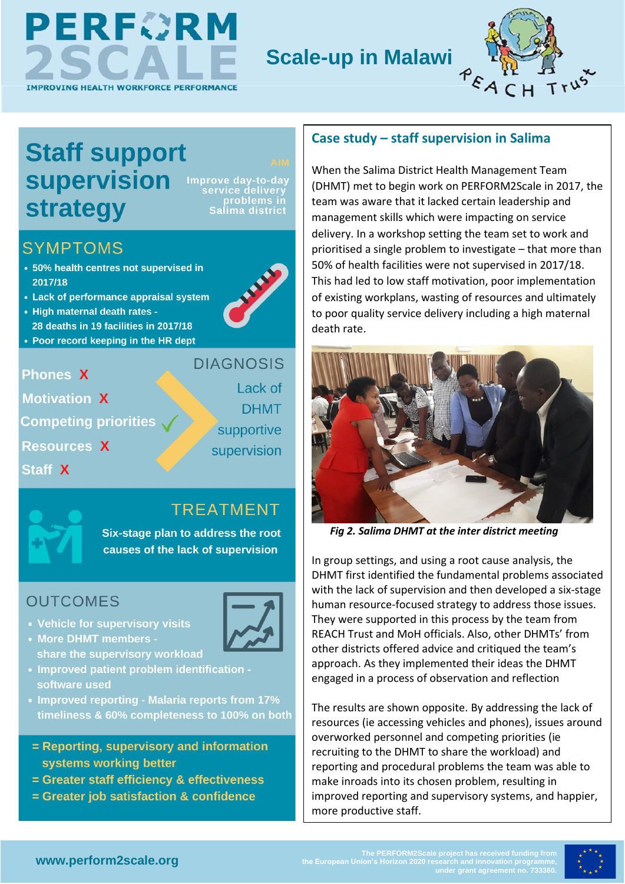# PERFORM 2SCALE

IMPROVING HEALTH WORKFORCE PERFORMANCE

## Scale-up in Malawi

REACH Trust

## Staff support supervision strategy

**AIM**

Improve day-to-day service delivery problems in Salima district

### SYMPTOMS

- 50% health centres not supervised in 2017/18
- Lack of performance appraisal system
- High maternal death rates - 28 deaths in 19 facilities in 2017/18
- Poor record keeping in the HR dept

### DIAGNOSIS

- Phones X
- Motivation X
- Competing priorities ✓
- Resources X
- Staff X

Lack of DHMT supportive supervision

### TREATMENT

Six-stage plan to address the root causes of the lack of supervision

### OUTCOMES

- Vehicle for supervisory visits
- More DHMT members - share the supervisory workload
- Improved patient problem identification - software used
- Improved reporting - Malaria reports from 17% timeliness & 60% completeness to 100% on both

= Reporting, supervisory and information systems working better
= Greater staff efficiency & effectiveness
= Greater job satisfaction & confidence

## Case study – staff supervision in Salima

When the Salima District Health Management Team (DHMT) met to begin work on PERFORM2Scale in 2017, the team was aware that it lacked certain leadership and management skills which were impacting on service delivery. In a workshop setting the team set to work and prioritised a single problem to investigate – that more than 50% of health facilities were not supervised in 2017/18. This had led to low staff motivation, poor implementation of existing workplans, wasting of resources and ultimately to poor quality service delivery including a high maternal death rate.

*Fig 2. Salima DHMT at the inter district meeting*

In group settings, and using a root cause analysis, the DHMT first identified the fundamental problems associated with the lack of supervision and then developed a six-stage human resource-focused strategy to address those issues. They were supported in this process by the team from REACH Trust and MoH officials. Also, other DHMTs' from other districts offered advice and critiqued the team's approach. As they implemented their ideas the DHMT engaged in a process of observation and reflection

The results are shown opposite. By addressing the lack of resources (ie accessing vehicles and phones), issues around overworked personnel and competing priorities (ie recruiting to the DHMT to share the workload) and reporting and procedural problems the team was able to make inroads into its chosen problem, resulting in improved reporting and supervisory systems, and happier, more productive staff.

www.perform2scale.org

The PERFORM2Scale project has received funding from the European Union's Horizon 2020 research and innovation programme, under grant agreement no. 733360.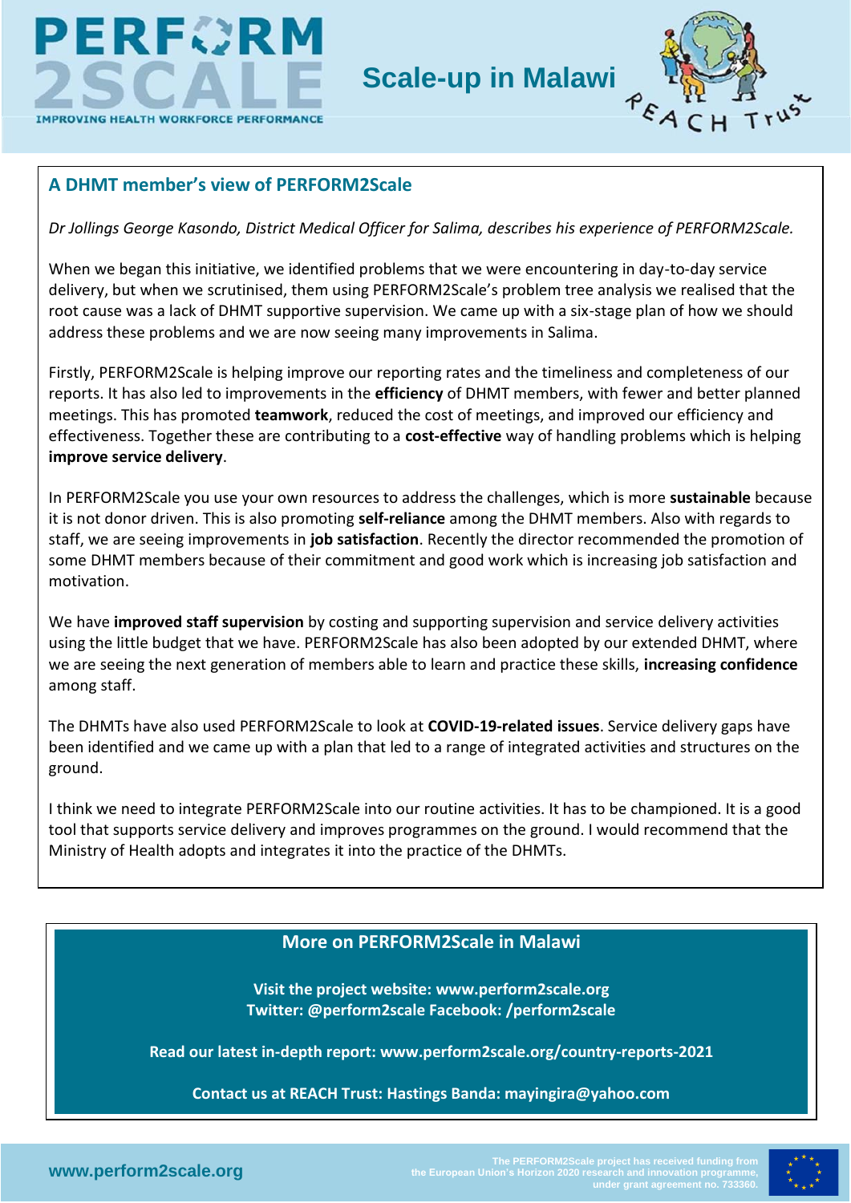# Scale-up in Malawi

## A DHMT member's view of PERFORM2Scale

*Dr Jollings George Kasondo, District Medical Officer for Salima, describes his experience of PERFORM2Scale.*

When we began this initiative, we identified problems that we were encountering in day-to-day service delivery, but when we scrutinised, them using PERFORM2Scale's problem tree analysis we realised that the root cause was a lack of DHMT supportive supervision. We came up with a six-stage plan of how we should address these problems and we are now seeing many improvements in Salima.

Firstly, PERFORM2Scale is helping improve our reporting rates and the timeliness and completeness of our reports. It has also led to improvements in the **efficiency** of DHMT members, with fewer and better planned meetings. This has promoted **teamwork**, reduced the cost of meetings, and improved our efficiency and effectiveness. Together these are contributing to a **cost-effective** way of handling problems which is helping **improve service delivery**.

In PERFORM2Scale you use your own resources to address the challenges, which is more **sustainable** because it is not donor driven. This is also promoting **self-reliance** among the DHMT members. Also with regards to staff, we are seeing improvements in **job satisfaction**. Recently the director recommended the promotion of some DHMT members because of their commitment and good work which is increasing job satisfaction and motivation.

We have **improved staff supervision** by costing and supporting supervision and service delivery activities using the little budget that we have. PERFORM2Scale has also been adopted by our extended DHMT, where we are seeing the next generation of members able to learn and practice these skills, **increasing confidence** among staff.

The DHMTs have also used PERFORM2Scale to look at **COVID-19-related issues**. Service delivery gaps have been identified and we came up with a plan that led to a range of integrated activities and structures on the ground.

I think we need to integrate PERFORM2Scale into our routine activities. It has to be championed. It is a good tool that supports service delivery and improves programmes on the ground. I would recommend that the Ministry of Health adopts and integrates it into the practice of the DHMTs.

## More on PERFORM2Scale in Malawi

**Visit the project website: www.perform2scale.org**
**Twitter: @perform2scale Facebook: /perform2scale**

**Read our latest in-depth report: www.perform2scale.org/country-reports-2021**

**Contact us at REACH Trust: Hastings Banda: mayingira@yahoo.com**

The PERFORM2Scale project has received funding from the European Union's Horizon 2020 research and innovation programme, under grant agreement no. 733360.